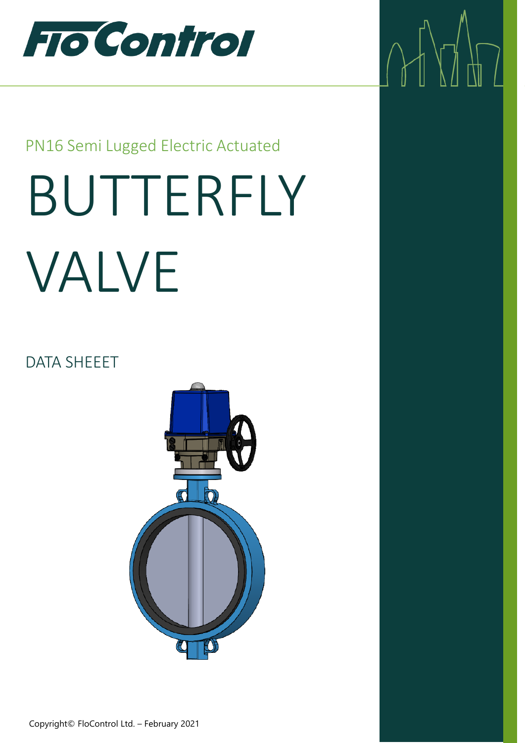FloControl

PN16 Semi Lugged Electric Actuated

# BUTTERFLY VALVE

DATA SHEEET

Copyright© FloControl Ltd. – February 2021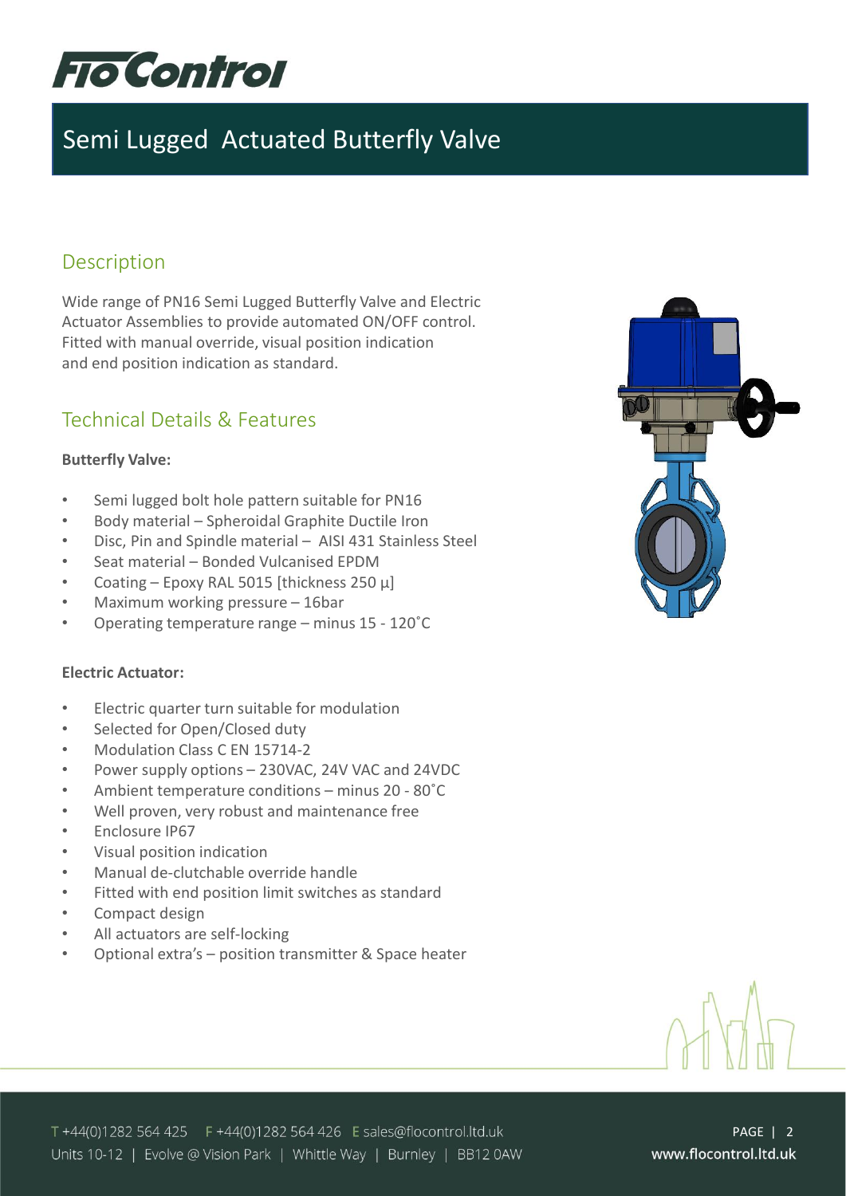# Semi Lugged Actuated Butterfly Valve

## Description

Wide range of PN16 Semi Lugged Butterfly Valve and Electric Actuator Assemblies to provide automated ON/OFF control. Fitted with manual override, visual position indication and end position indication as standard.

## Technical Details & Features

**Butterfly Valve:**

- Semi lugged bolt hole pattern suitable for PN16
- Body material – Spheroidal Graphite Ductile Iron
- Disc, Pin and Spindle material – AISI 431 Stainless Steel
- Seat material – Bonded Vulcanised EPDM
- Coating – Epoxy RAL 5015 [thickness 250 µ]
- Maximum working pressure – 16bar
- Operating temperature range – minus 15 - 120˚C

**Electric Actuator:**

- Electric quarter turn suitable for modulation
- Selected for Open/Closed duty
- Modulation Class C EN 15714-2
- Power supply options – 230VAC, 24V VAC and 24VDC
- Ambient temperature conditions – minus 20 - 80˚C
- Well proven, very robust and maintenance free
- Enclosure IP67
- Visual position indication
- Manual de-clutchable override handle
- Fitted with end position limit switches as standard
- Compact design
- All actuators are self-locking
- Optional extra's – position transmitter & Space heater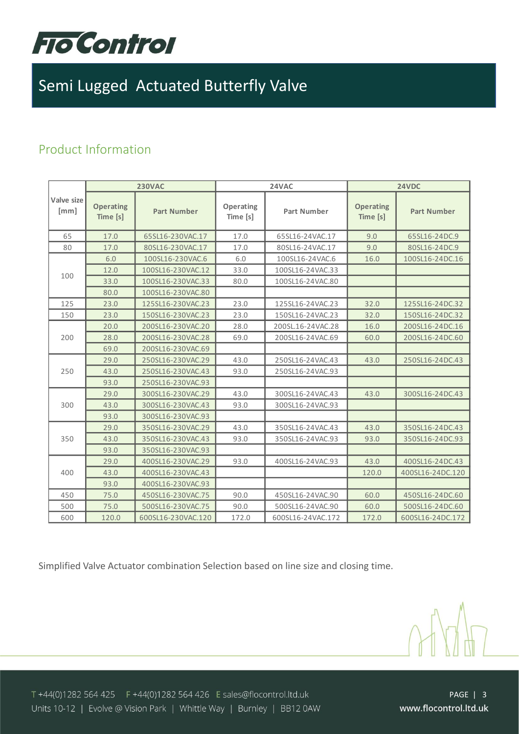# Semi Lugged Actuated Butterfly Valve

## Product Information

| Valve size [mm] | 230VAC | | 24VAC | | 24VDC | |
|---|---|---|---|---|---|---|
| | Operating Time [s] | Part Number | Operating Time [s] | Part Number | Operating Time [s] | Part Number |
| 65 | 17.0 | 65SL16-230VAC.17 | 17.0 | 65SL16-24VAC.17 | 9.0 | 65SL16-24DC.9 |
| 80 | 17.0 | 80SL16-230VAC.17 | 17.0 | 80SL16-24VAC.17 | 9.0 | 80SL16-24DC.9 |
| 100 | 6.0 | 100SL16-230VAC.6 | 6.0 | 100SL16-24VAC.6 | 16.0 | 100SL16-24DC.16 |
| | 12.0 | 100SL16-230VAC.12 | 33.0 | 100SL16-24VAC.33 | | |
| | 33.0 | 100SL16-230VAC.33 | 80.0 | 100SL16-24VAC.80 | | |
| | 80.0 | 100SL16-230VAC.80 | | | | |
| 125 | 23.0 | 125SL16-230VAC.23 | 23.0 | 125SL16-24VAC.23 | 32.0 | 125SL16-24DC.32 |
| 150 | 23.0 | 150SL16-230VAC.23 | 23.0 | 150SL16-24VAC.23 | 32.0 | 150SL16-24DC.32 |
| 200 | 20.0 | 200SL16-230VAC.20 | 28.0 | 200SL.16-24VAC.28 | 16.0 | 200SL16-24DC.16 |
| | 28.0 | 200SL16-230VAC.28 | 69.0 | 200SL16-24VAC.69 | 60.0 | 200SL16-24DC.60 |
| | 69.0 | 200SL16-230VAC.69 | | | | |
| 250 | 29.0 | 250SL16-230VAC.29 | 43.0 | 250SL16-24VAC.43 | 43.0 | 250SL16-24DC.43 |
| | 43.0 | 250SL16-230VAC.43 | 93.0 | 250SL16-24VAC.93 | | |
| | 93.0 | 250SL16-230VAC.93 | | | | |
| 300 | 29.0 | 300SL16-230VAC.29 | 43.0 | 300SL16-24VAC.43 | 43.0 | 300SL16-24DC.43 |
| | 43.0 | 300SL16-230VAC.43 | 93.0 | 300SL16-24VAC.93 | | |
| | 93.0 | 300SL16-230VAC.93 | | | | |
| 350 | 29.0 | 350SL16-230VAC.29 | 43.0 | 350SL16-24VAC.43 | 43.0 | 350SL16-24DC.43 |
| | 43.0 | 350SL16-230VAC.43 | 93.0 | 350SL16-24VAC.93 | 93.0 | 350SL16-24DC.93 |
| | 93.0 | 350SL16-230VAC.93 | | | | |
| 400 | 29.0 | 400SL16-230VAC.29 | 93.0 | 400SL16-24VAC.93 | 43.0 | 400SL16-24DC.43 |
| | 43.0 | 400SL16-230VAC.43 | | | 120.0 | 400SL16-24DC.120 |
| | 93.0 | 400SL16-230VAC.93 | | | | |
| 450 | 75.0 | 450SL16-230VAC.75 | 90.0 | 450SL16-24VAC.90 | 60.0 | 450SL16-24DC.60 |
| 500 | 75.0 | 500SL16-230VAC.75 | 90.0 | 500SL16-24VAC.90 | 60.0 | 500SL16-24DC.60 |
| 600 | 120.0 | 600SL16-230VAC.120 | 172.0 | 600SL16-24VAC.172 | 172.0 | 600SL16-24DC.172 |

Simplified Valve Actuator combination Selection based on line size and closing time.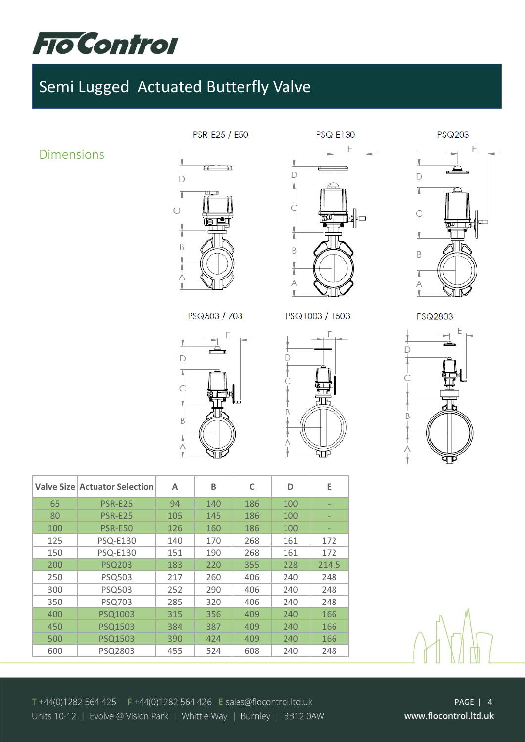# Semi Lugged Actuated Butterfly Valve

## Dimensions

PSR-E25 / E50

PSQ-E130

PSQ203

PSQ503 / 703

PSQ1003 / 1503

PSQ2803

| Valve Size | Actuator Selection | A | B | C | D | E |
|---|---|---|---|---|---|---|
| 65 | PSR-E25 | 94 | 140 | 186 | 100 | - |
| 80 | PSR-E25 | 105 | 145 | 186 | 100 | - |
| 100 | PSR-E50 | 126 | 160 | 186 | 100 | - |
| 125 | PSQ-E130 | 140 | 170 | 268 | 161 | 172 |
| 150 | PSQ-E130 | 151 | 190 | 268 | 161 | 172 |
| 200 | PSQ203 | 183 | 220 | 355 | 228 | 214.5 |
| 250 | PSQ503 | 217 | 260 | 406 | 240 | 248 |
| 300 | PSQ503 | 252 | 290 | 406 | 240 | 248 |
| 350 | PSQ703 | 285 | 320 | 406 | 240 | 248 |
| 400 | PSQ1003 | 315 | 356 | 409 | 240 | 166 |
| 450 | PSQ1503 | 384 | 387 | 409 | 240 | 166 |
| 500 | PSQ1503 | 390 | 424 | 409 | 240 | 166 |
| 600 | PSQ2803 | 455 | 524 | 608 | 240 | 248 |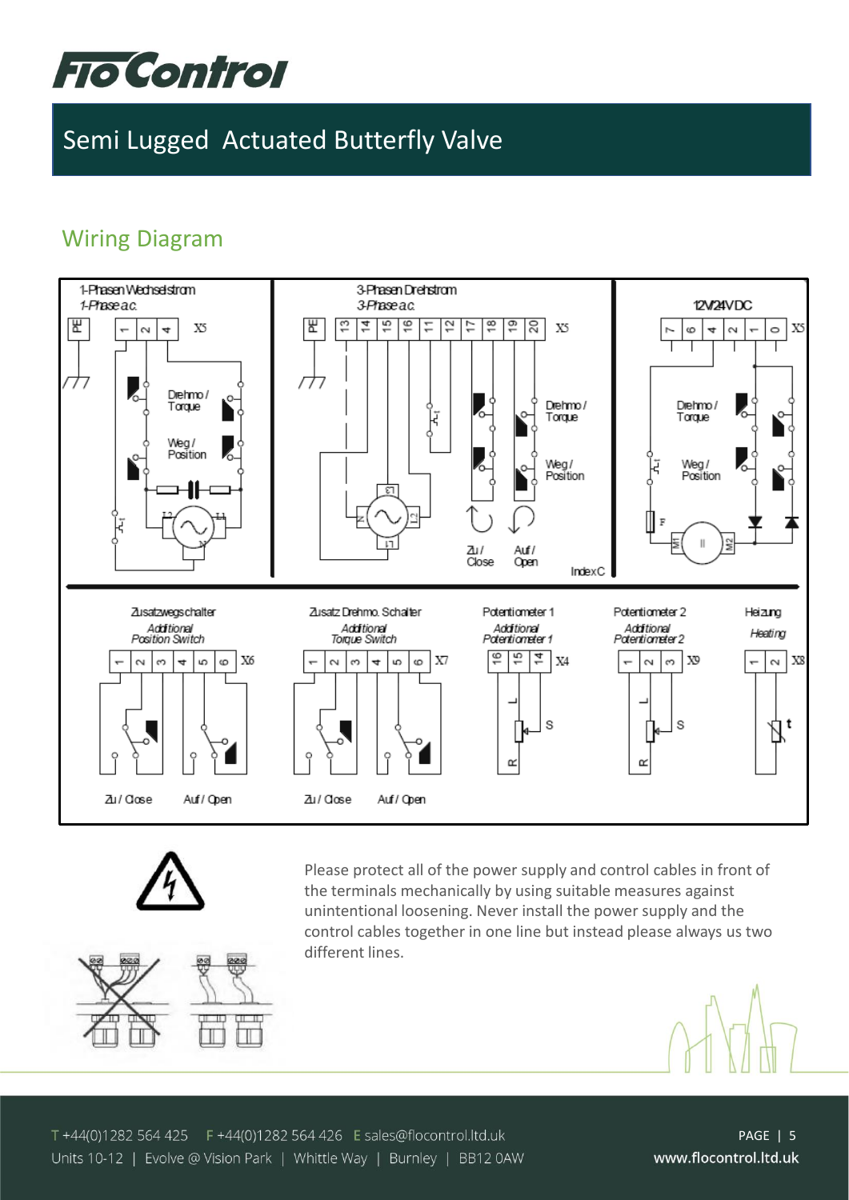# Semi Lugged Actuated Butterfly Valve

## Wiring Diagram

1-Phasen Wechselstrom
1-Phase a.c.

PE | 1 | 2 | 4 | X5

Drehmo / Torque
Weg / Position

3-Phasen Drehstrom
3-Phase a.c.

PE | 13 | 14 | 15 | 16 | 11 | 12 | 17 | 18 | 19 | 20 | X5

Drehmo / Torque
Weg / Position

Zu / Close
Auf / Open

Index C

12V/24V DC

7 | 6 | 4 | 2 | 1 | 0 | X5

Drehmo / Torque
Weg / Position

Zusatzwegschalter
*Additional Position Switch*

1 | 2 | 3 | 4 | 5 | 6 | X6

Zu / Close
Auf / Open

Zusatz Drehmo. Schalter
*Additional Torque Switch*

1 | 2 | 3 | 4 | 5 | 6 | X7

Zu / Close
Auf / Open

Potentiometer 1
*Additional Potentiometer 1*

16 | 15 | 14 | X4

Potentiometer 2
*Additional Potentiometer 2*

1 | 2 | 3 | X9

Heizung
*Heating*

1 | 2 | X8

Please protect all of the power supply and control cables in front of the terminals mechanically by using suitable measures against unintentional loosening. Never install the power supply and the control cables together in one line but instead please always us two different lines.

T +44(0)1282 564 425 F +44(0)1282 564 426 E sales@flocontrol.ltd.uk
Units 10-12 | Evolve @ Vision Park | Whittle Way | Burnley | BB12 0AW

www.flocontrol.ltd.uk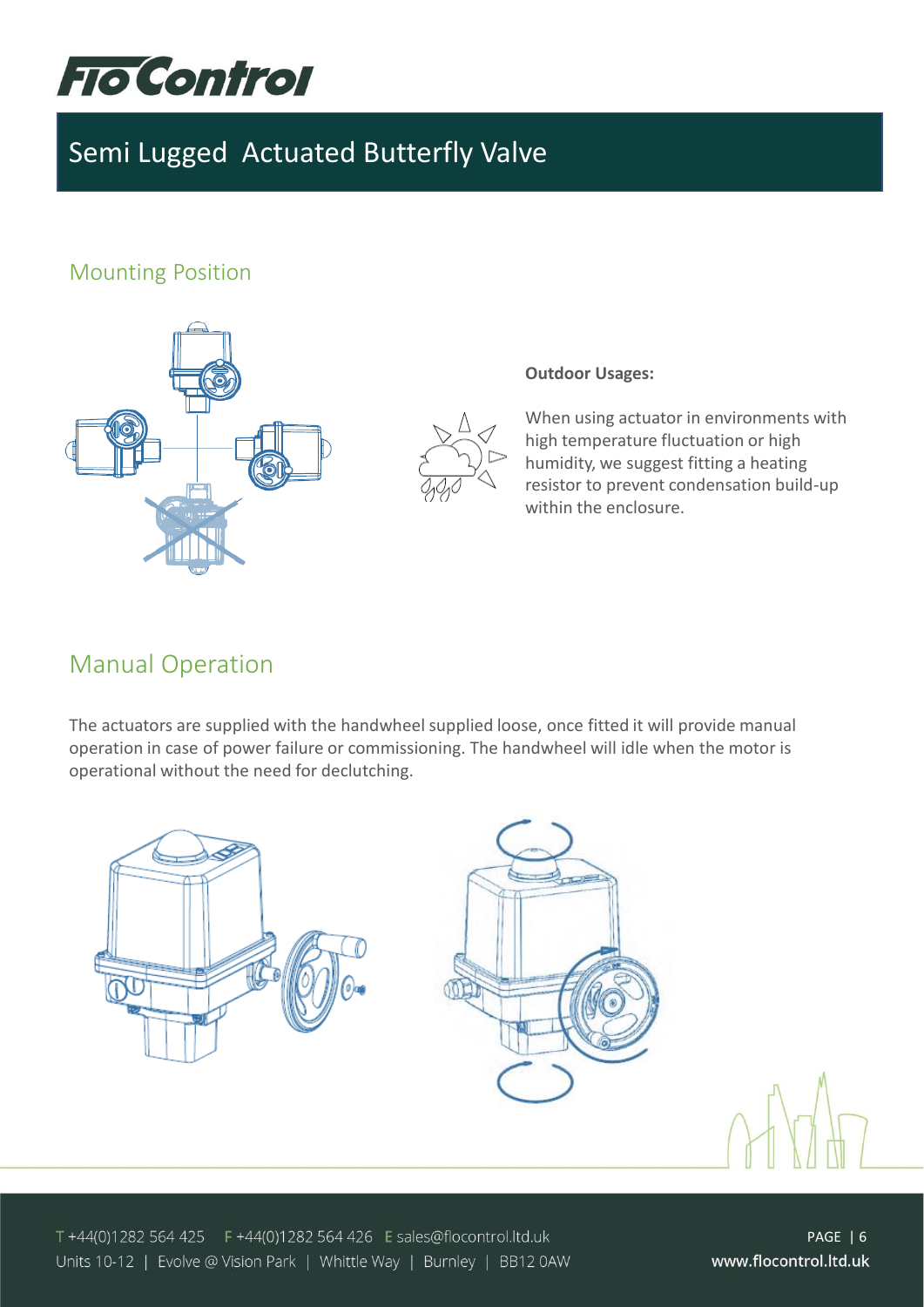# Semi Lugged Actuated Butterfly Valve

## Mounting Position

**Outdoor Usages:**

When using actuator in environments with high temperature fluctuation or high humidity, we suggest fitting a heating resistor to prevent condensation build-up within the enclosure.

## Manual Operation

The actuators are supplied with the handwheel supplied loose, once fitted it will provide manual operation in case of power failure or commissioning. The handwheel will idle when the motor is operational without the need for declutching.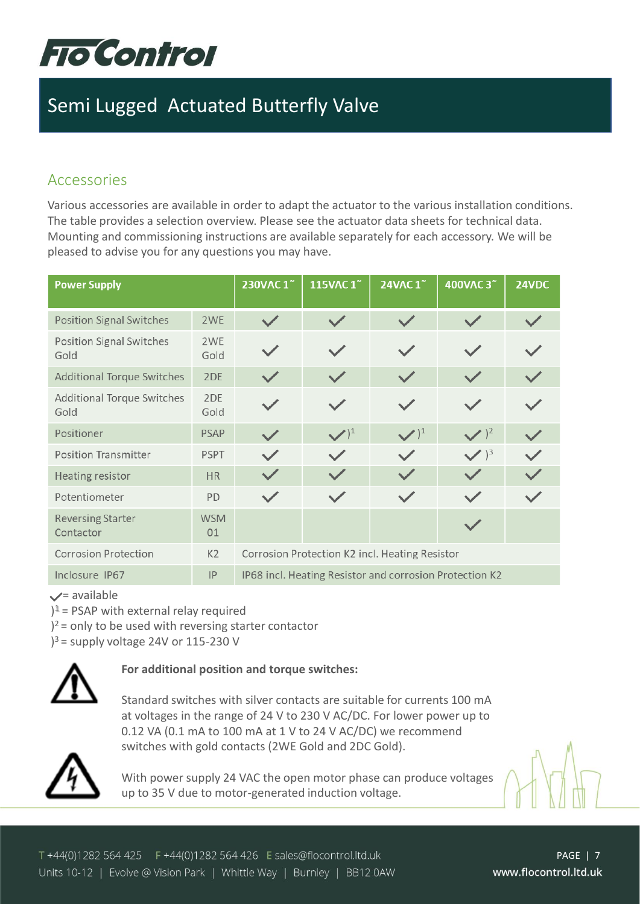# Semi Lugged Actuated Butterfly Valve

## Accessories

Various accessories are available in order to adapt the actuator to the various installation conditions. The table provides a selection overview. Please see the actuator data sheets for technical data. Mounting and commissioning instructions are available separately for each accessory. We will be pleased to advise you for any questions you may have.

| Power Supply | | 230VAC 1~ | 115VAC 1~ | 24VAC 1~ | 400VAC 3~ | 24VDC |
|---|---|---|---|---|---|---|
| Position Signal Switches | 2WE | ✓ | ✓ | ✓ | ✓ | ✓ |
| Position Signal Switches Gold | 2WE Gold | ✓ | ✓ | ✓ | ✓ | ✓ |
| Additional Torque Switches | 2DE | ✓ | ✓ | ✓ | ✓ | ✓ |
| Additional Torque Switches Gold | 2DE Gold | ✓ | ✓ | ✓ | ✓ | ✓ |
| Positioner | PSAP | ✓ | ✓)[1] | ✓)[1] | ✓)[2] | ✓ |
| Position Transmitter | PSPT | ✓ | ✓ | ✓ | ✓)[3] | ✓ |
| Heating resistor | HR | ✓ | ✓ | ✓ | ✓ | ✓ |
| Potentiometer | PD | ✓ | ✓ | ✓ | ✓ | ✓ |
| Reversing Starter Contactor | WSM 01 | | | | ✓ | |
| Corrosion Protection | K2 | Corrosion Protection K2 incl. Heating Resistor | | | | |
| Inclosure IP67 | IP | IP68 incl. Heating Resistor and corrosion Protection K2 | | | | |

✓= available

)[1] = PSAP with external relay required

)[2] = only to be used with reversing starter contactor

)[3] = supply voltage 24V or 115-230 V

**For additional position and torque switches:**

Standard switches with silver contacts are suitable for currents 100 mA at voltages in the range of 24 V to 230 V AC/DC. For lower power up to 0.12 VA (0.1 mA to 100 mA at 1 V to 24 V AC/DC) we recommend switches with gold contacts (2WE Gold and 2DC Gold).

With power supply 24 VAC the open motor phase can produce voltages up to 35 V due to motor-generated induction voltage.

T +44(0)1282 564 425 F +44(0)1282 564 426 E sales@flocontrol.ltd.uk
Units 10-12 | Evolve @ Vision Park | Whittle Way | Burnley | BB12 0AW
www.flocontrol.ltd.uk